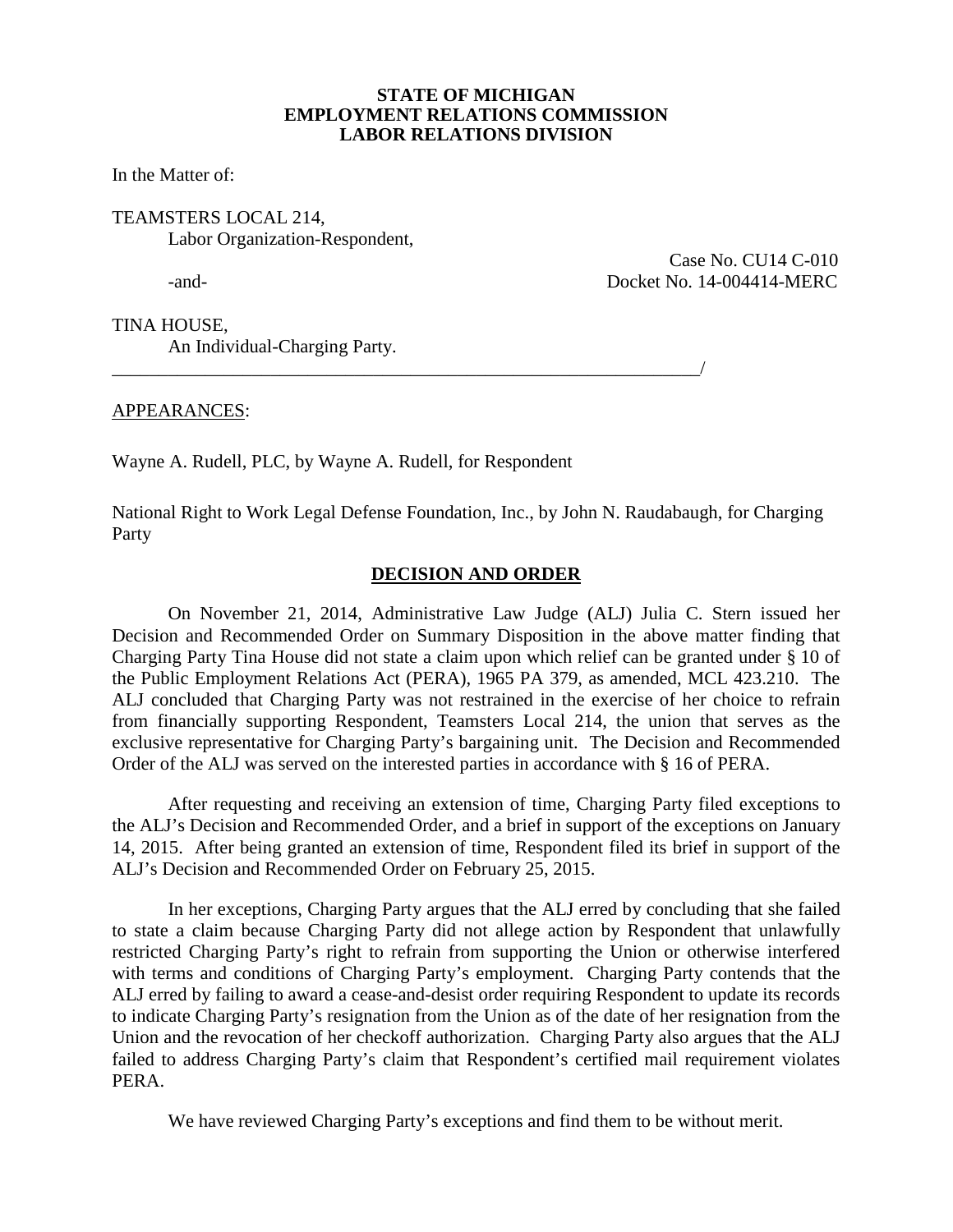**STATE OF MICHIGAN**
**EMPLOYMENT RELATIONS COMMISSION**
**LABOR RELATIONS DIVISION**

In the Matter of:

TEAMSTERS LOCAL 214,
Labor Organization-Respondent,

Case No. CU14 C-010

-and-

Docket No. 14-004414-MERC

TINA HOUSE,
An Individual-Charging Party.

_____________________________________________________________________/

APPEARANCES:

Wayne A. Rudell, PLC, by Wayne A. Rudell, for Respondent

National Right to Work Legal Defense Foundation, Inc., by John N. Raudabaugh, for Charging Party

## DECISION AND ORDER

On November 21, 2014, Administrative Law Judge (ALJ) Julia C. Stern issued her Decision and Recommended Order on Summary Disposition in the above matter finding that Charging Party Tina House did not state a claim upon which relief can be granted under § 10 of the Public Employment Relations Act (PERA), 1965 PA 379, as amended, MCL 423.210. The ALJ concluded that Charging Party was not restrained in the exercise of her choice to refrain from financially supporting Respondent, Teamsters Local 214, the union that serves as the exclusive representative for Charging Party's bargaining unit. The Decision and Recommended Order of the ALJ was served on the interested parties in accordance with § 16 of PERA.

After requesting and receiving an extension of time, Charging Party filed exceptions to the ALJ's Decision and Recommended Order, and a brief in support of the exceptions on January 14, 2015. After being granted an extension of time, Respondent filed its brief in support of the ALJ's Decision and Recommended Order on February 25, 2015.

In her exceptions, Charging Party argues that the ALJ erred by concluding that she failed to state a claim because Charging Party did not allege action by Respondent that unlawfully restricted Charging Party's right to refrain from supporting the Union or otherwise interfered with terms and conditions of Charging Party's employment. Charging Party contends that the ALJ erred by failing to award a cease-and-desist order requiring Respondent to update its records to indicate Charging Party's resignation from the Union as of the date of her resignation from the Union and the revocation of her checkoff authorization. Charging Party also argues that the ALJ failed to address Charging Party's claim that Respondent's certified mail requirement violates PERA.

We have reviewed Charging Party's exceptions and find them to be without merit.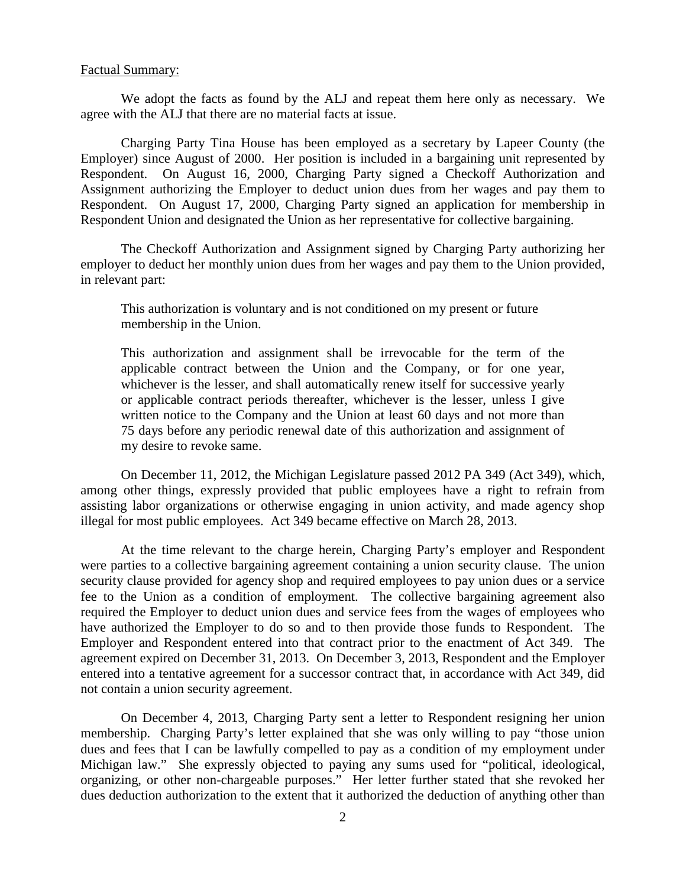Factual Summary:

We adopt the facts as found by the ALJ and repeat them here only as necessary. We agree with the ALJ that there are no material facts at issue.

Charging Party Tina House has been employed as a secretary by Lapeer County (the Employer) since August of 2000. Her position is included in a bargaining unit represented by Respondent. On August 16, 2000, Charging Party signed a Checkoff Authorization and Assignment authorizing the Employer to deduct union dues from her wages and pay them to Respondent. On August 17, 2000, Charging Party signed an application for membership in Respondent Union and designated the Union as her representative for collective bargaining.

The Checkoff Authorization and Assignment signed by Charging Party authorizing her employer to deduct her monthly union dues from her wages and pay them to the Union provided, in relevant part:

> This authorization is voluntary and is not conditioned on my present or future membership in the Union.
>
> This authorization and assignment shall be irrevocable for the term of the applicable contract between the Union and the Company, or for one year, whichever is the lesser, and shall automatically renew itself for successive yearly or applicable contract periods thereafter, whichever is the lesser, unless I give written notice to the Company and the Union at least 60 days and not more than 75 days before any periodic renewal date of this authorization and assignment of my desire to revoke same.

On December 11, 2012, the Michigan Legislature passed 2012 PA 349 (Act 349), which, among other things, expressly provided that public employees have a right to refrain from assisting labor organizations or otherwise engaging in union activity, and made agency shop illegal for most public employees. Act 349 became effective on March 28, 2013.

At the time relevant to the charge herein, Charging Party's employer and Respondent were parties to a collective bargaining agreement containing a union security clause. The union security clause provided for agency shop and required employees to pay union dues or a service fee to the Union as a condition of employment. The collective bargaining agreement also required the Employer to deduct union dues and service fees from the wages of employees who have authorized the Employer to do so and to then provide those funds to Respondent. The Employer and Respondent entered into that contract prior to the enactment of Act 349. The agreement expired on December 31, 2013. On December 3, 2013, Respondent and the Employer entered into a tentative agreement for a successor contract that, in accordance with Act 349, did not contain a union security agreement.

On December 4, 2013, Charging Party sent a letter to Respondent resigning her union membership. Charging Party's letter explained that she was only willing to pay "those union dues and fees that I can be lawfully compelled to pay as a condition of my employment under Michigan law." She expressly objected to paying any sums used for "political, ideological, organizing, or other non-chargeable purposes." Her letter further stated that she revoked her dues deduction authorization to the extent that it authorized the deduction of anything other than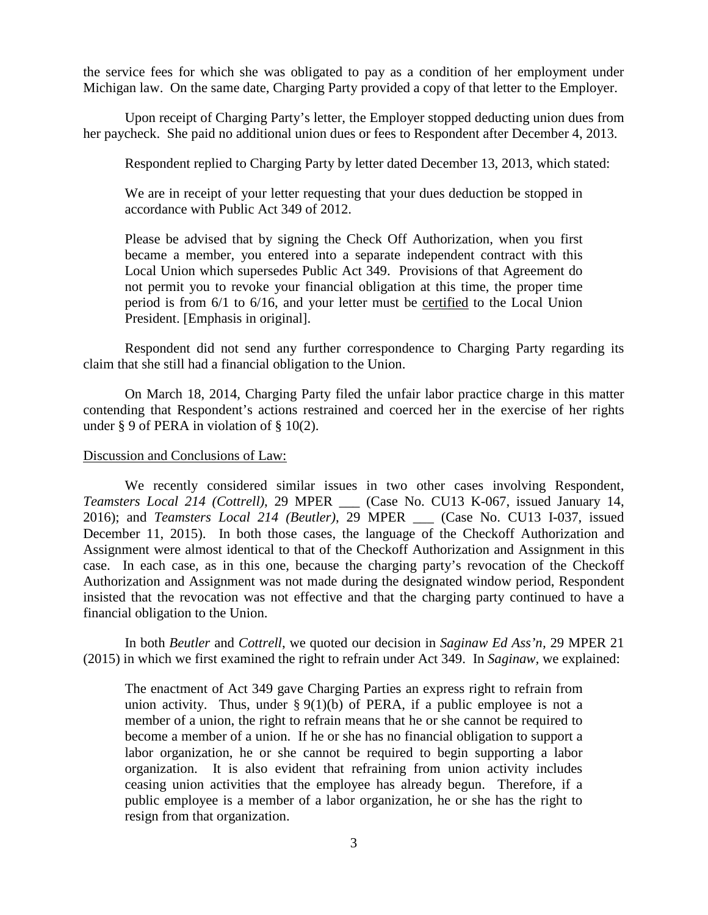the service fees for which she was obligated to pay as a condition of her employment under Michigan law. On the same date, Charging Party provided a copy of that letter to the Employer.

Upon receipt of Charging Party's letter, the Employer stopped deducting union dues from her paycheck. She paid no additional union dues or fees to Respondent after December 4, 2013.

Respondent replied to Charging Party by letter dated December 13, 2013, which stated:

> We are in receipt of your letter requesting that your dues deduction be stopped in accordance with Public Act 349 of 2012.
>
> Please be advised that by signing the Check Off Authorization, when you first became a member, you entered into a separate independent contract with this Local Union which supersedes Public Act 349. Provisions of that Agreement do not permit you to revoke your financial obligation at this time, the proper time period is from 6/1 to 6/16, and your letter must be <u>certified</u> to the Local Union President. [Emphasis in original].

Respondent did not send any further correspondence to Charging Party regarding its claim that she still had a financial obligation to the Union.

On March 18, 2014, Charging Party filed the unfair labor practice charge in this matter contending that Respondent's actions restrained and coerced her in the exercise of her rights under § 9 of PERA in violation of § 10(2).

<u>Discussion and Conclusions of Law:</u>

We recently considered similar issues in two other cases involving Respondent, *Teamsters Local 214 (Cottrell)*, 29 MPER ___ (Case No. CU13 K-067, issued January 14, 2016); and *Teamsters Local 214 (Beutler)*, 29 MPER ___ (Case No. CU13 I-037, issued December 11, 2015). In both those cases, the language of the Checkoff Authorization and Assignment were almost identical to that of the Checkoff Authorization and Assignment in this case. In each case, as in this one, because the charging party's revocation of the Checkoff Authorization and Assignment was not made during the designated window period, Respondent insisted that the revocation was not effective and that the charging party continued to have a financial obligation to the Union.

In both *Beutler* and *Cottrell*, we quoted our decision in *Saginaw Ed Ass'n,* 29 MPER 21 (2015) in which we first examined the right to refrain under Act 349. In *Saginaw,* we explained:

> The enactment of Act 349 gave Charging Parties an express right to refrain from union activity. Thus, under § 9(1)(b) of PERA, if a public employee is not a member of a union, the right to refrain means that he or she cannot be required to become a member of a union. If he or she has no financial obligation to support a labor organization, he or she cannot be required to begin supporting a labor organization. It is also evident that refraining from union activity includes ceasing union activities that the employee has already begun. Therefore, if a public employee is a member of a labor organization, he or she has the right to resign from that organization.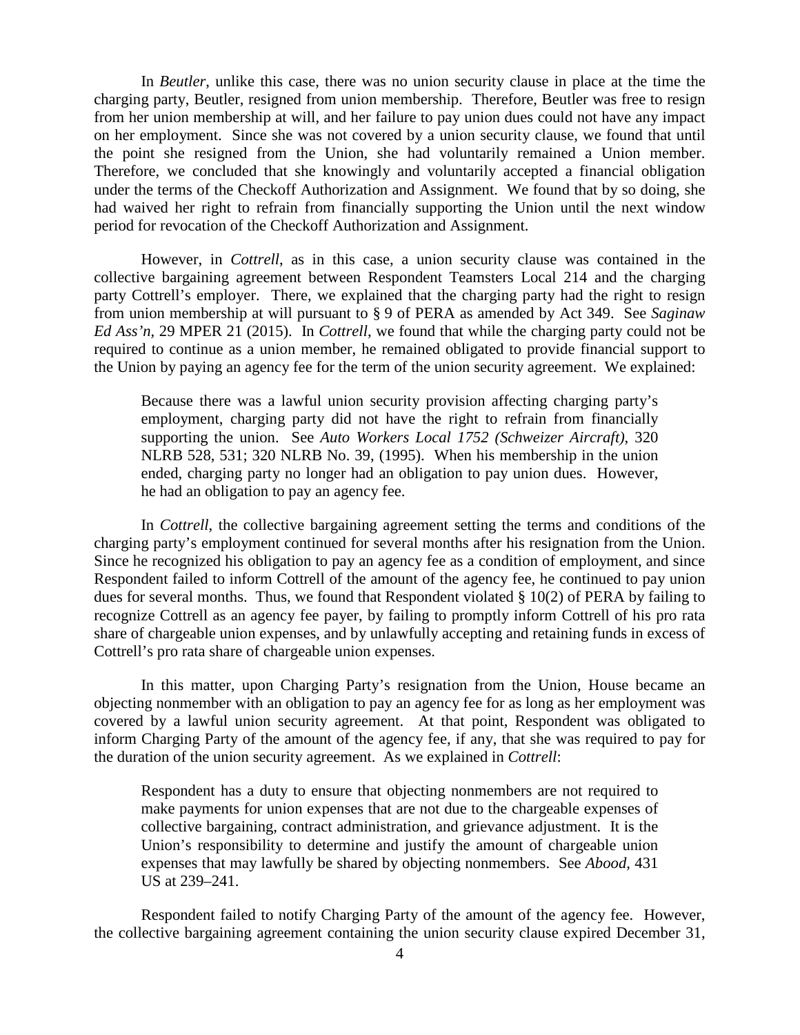In *Beutler*, unlike this case, there was no union security clause in place at the time the charging party, Beutler, resigned from union membership. Therefore, Beutler was free to resign from her union membership at will, and her failure to pay union dues could not have any impact on her employment. Since she was not covered by a union security clause, we found that until the point she resigned from the Union, she had voluntarily remained a Union member. Therefore, we concluded that she knowingly and voluntarily accepted a financial obligation under the terms of the Checkoff Authorization and Assignment. We found that by so doing, she had waived her right to refrain from financially supporting the Union until the next window period for revocation of the Checkoff Authorization and Assignment.

However, in *Cottrell*, as in this case, a union security clause was contained in the collective bargaining agreement between Respondent Teamsters Local 214 and the charging party Cottrell's employer. There, we explained that the charging party had the right to resign from union membership at will pursuant to § 9 of PERA as amended by Act 349. See *Saginaw Ed Ass'n*, 29 MPER 21 (2015). In *Cottrell*, we found that while the charging party could not be required to continue as a union member, he remained obligated to provide financial support to the Union by paying an agency fee for the term of the union security agreement. We explained:

> Because there was a lawful union security provision affecting charging party's employment, charging party did not have the right to refrain from financially supporting the union. See *Auto Workers Local 1752 (Schweizer Aircraft)*, 320 NLRB 528, 531; 320 NLRB No. 39, (1995). When his membership in the union ended, charging party no longer had an obligation to pay union dues. However, he had an obligation to pay an agency fee.

In *Cottrell*, the collective bargaining agreement setting the terms and conditions of the charging party's employment continued for several months after his resignation from the Union. Since he recognized his obligation to pay an agency fee as a condition of employment, and since Respondent failed to inform Cottrell of the amount of the agency fee, he continued to pay union dues for several months. Thus, we found that Respondent violated § 10(2) of PERA by failing to recognize Cottrell as an agency fee payer, by failing to promptly inform Cottrell of his pro rata share of chargeable union expenses, and by unlawfully accepting and retaining funds in excess of Cottrell's pro rata share of chargeable union expenses.

In this matter, upon Charging Party's resignation from the Union, House became an objecting nonmember with an obligation to pay an agency fee for as long as her employment was covered by a lawful union security agreement. At that point, Respondent was obligated to inform Charging Party of the amount of the agency fee, if any, that she was required to pay for the duration of the union security agreement. As we explained in *Cottrell*:

> Respondent has a duty to ensure that objecting nonmembers are not required to make payments for union expenses that are not due to the chargeable expenses of collective bargaining, contract administration, and grievance adjustment. It is the Union's responsibility to determine and justify the amount of chargeable union expenses that may lawfully be shared by objecting nonmembers. See *Abood*, 431 US at 239–241.

Respondent failed to notify Charging Party of the amount of the agency fee. However, the collective bargaining agreement containing the union security clause expired December 31,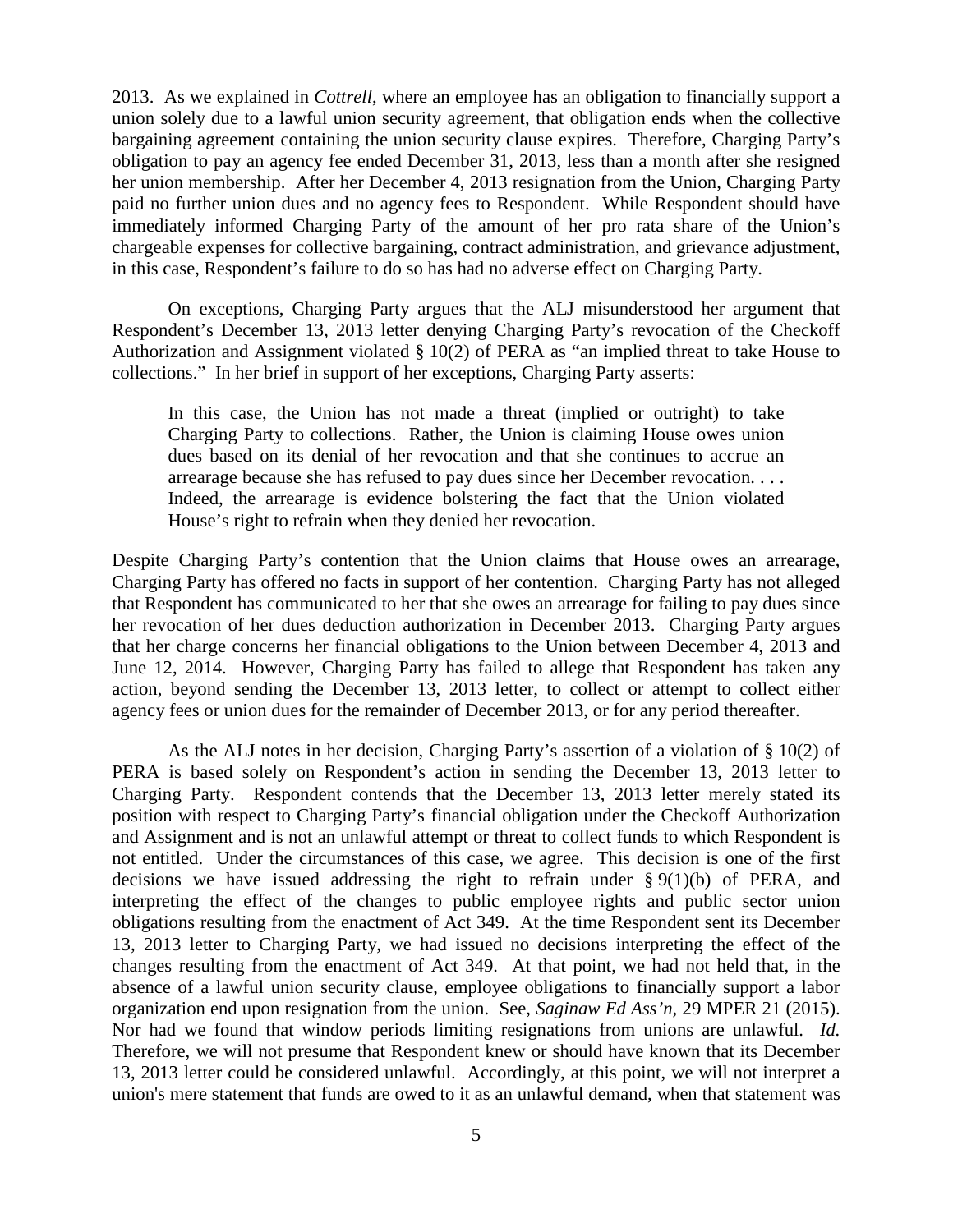2013. As we explained in *Cottrell*, where an employee has an obligation to financially support a union solely due to a lawful union security agreement, that obligation ends when the collective bargaining agreement containing the union security clause expires. Therefore, Charging Party's obligation to pay an agency fee ended December 31, 2013, less than a month after she resigned her union membership. After her December 4, 2013 resignation from the Union, Charging Party paid no further union dues and no agency fees to Respondent. While Respondent should have immediately informed Charging Party of the amount of her pro rata share of the Union's chargeable expenses for collective bargaining, contract administration, and grievance adjustment, in this case, Respondent's failure to do so has had no adverse effect on Charging Party.

On exceptions, Charging Party argues that the ALJ misunderstood her argument that Respondent's December 13, 2013 letter denying Charging Party's revocation of the Checkoff Authorization and Assignment violated § 10(2) of PERA as "an implied threat to take House to collections." In her brief in support of her exceptions, Charging Party asserts:

> In this case, the Union has not made a threat (implied or outright) to take Charging Party to collections. Rather, the Union is claiming House owes union dues based on its denial of her revocation and that she continues to accrue an arrearage because she has refused to pay dues since her December revocation. . . . Indeed, the arrearage is evidence bolstering the fact that the Union violated House's right to refrain when they denied her revocation.

Despite Charging Party's contention that the Union claims that House owes an arrearage, Charging Party has offered no facts in support of her contention. Charging Party has not alleged that Respondent has communicated to her that she owes an arrearage for failing to pay dues since her revocation of her dues deduction authorization in December 2013. Charging Party argues that her charge concerns her financial obligations to the Union between December 4, 2013 and June 12, 2014. However, Charging Party has failed to allege that Respondent has taken any action, beyond sending the December 13, 2013 letter, to collect or attempt to collect either agency fees or union dues for the remainder of December 2013, or for any period thereafter.

As the ALJ notes in her decision, Charging Party's assertion of a violation of § 10(2) of PERA is based solely on Respondent's action in sending the December 13, 2013 letter to Charging Party. Respondent contends that the December 13, 2013 letter merely stated its position with respect to Charging Party's financial obligation under the Checkoff Authorization and Assignment and is not an unlawful attempt or threat to collect funds to which Respondent is not entitled. Under the circumstances of this case, we agree. This decision is one of the first decisions we have issued addressing the right to refrain under § 9(1)(b) of PERA, and interpreting the effect of the changes to public employee rights and public sector union obligations resulting from the enactment of Act 349. At the time Respondent sent its December 13, 2013 letter to Charging Party, we had issued no decisions interpreting the effect of the changes resulting from the enactment of Act 349. At that point, we had not held that, in the absence of a lawful union security clause, employee obligations to financially support a labor organization end upon resignation from the union. See, *Saginaw Ed Ass'n*, 29 MPER 21 (2015). Nor had we found that window periods limiting resignations from unions are unlawful. *Id.* Therefore, we will not presume that Respondent knew or should have known that its December 13, 2013 letter could be considered unlawful. Accordingly, at this point, we will not interpret a union's mere statement that funds are owed to it as an unlawful demand, when that statement was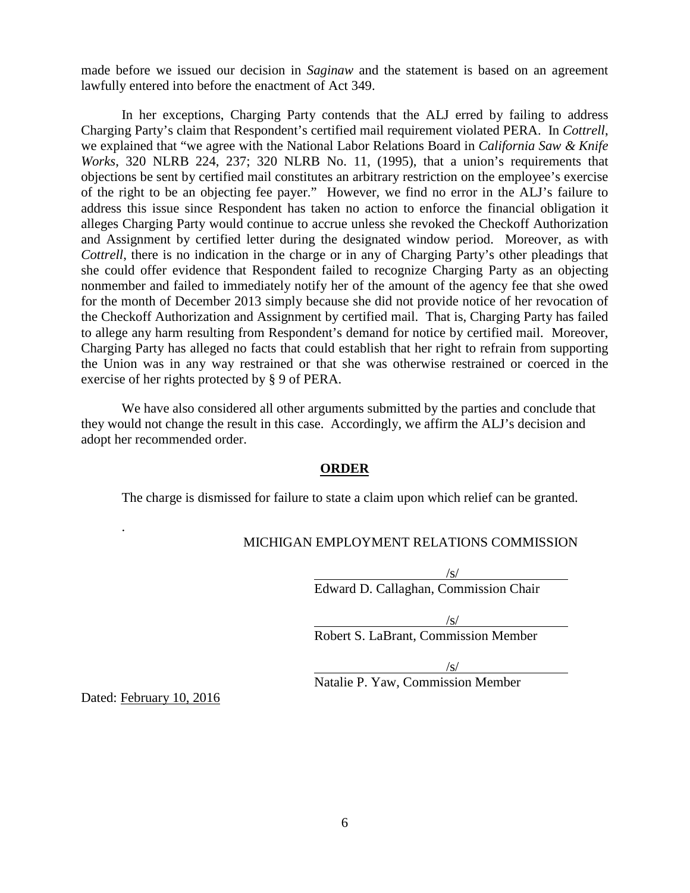made before we issued our decision in *Saginaw* and the statement is based on an agreement lawfully entered into before the enactment of Act 349.

In her exceptions, Charging Party contends that the ALJ erred by failing to address Charging Party's claim that Respondent's certified mail requirement violated PERA. In *Cottrell*, we explained that "we agree with the National Labor Relations Board in *California Saw & Knife Works*, 320 NLRB 224, 237; 320 NLRB No. 11, (1995), that a union's requirements that objections be sent by certified mail constitutes an arbitrary restriction on the employee's exercise of the right to be an objecting fee payer." However, we find no error in the ALJ's failure to address this issue since Respondent has taken no action to enforce the financial obligation it alleges Charging Party would continue to accrue unless she revoked the Checkoff Authorization and Assignment by certified letter during the designated window period. Moreover, as with *Cottrell*, there is no indication in the charge or in any of Charging Party's other pleadings that she could offer evidence that Respondent failed to recognize Charging Party as an objecting nonmember and failed to immediately notify her of the amount of the agency fee that she owed for the month of December 2013 simply because she did not provide notice of her revocation of the Checkoff Authorization and Assignment by certified mail. That is, Charging Party has failed to allege any harm resulting from Respondent's demand for notice by certified mail. Moreover, Charging Party has alleged no facts that could establish that her right to refrain from supporting the Union was in any way restrained or that she was otherwise restrained or coerced in the exercise of her rights protected by § 9 of PERA.

We have also considered all other arguments submitted by the parties and conclude that they would not change the result in this case. Accordingly, we affirm the ALJ's decision and adopt her recommended order.

## ORDER

The charge is dismissed for failure to state a claim upon which relief can be granted.

MICHIGAN EMPLOYMENT RELATIONS COMMISSION

/s/
Edward D. Callaghan, Commission Chair

/s/
Robert S. LaBrant, Commission Member

/s/
Natalie P. Yaw, Commission Member

Dated: February 10, 2016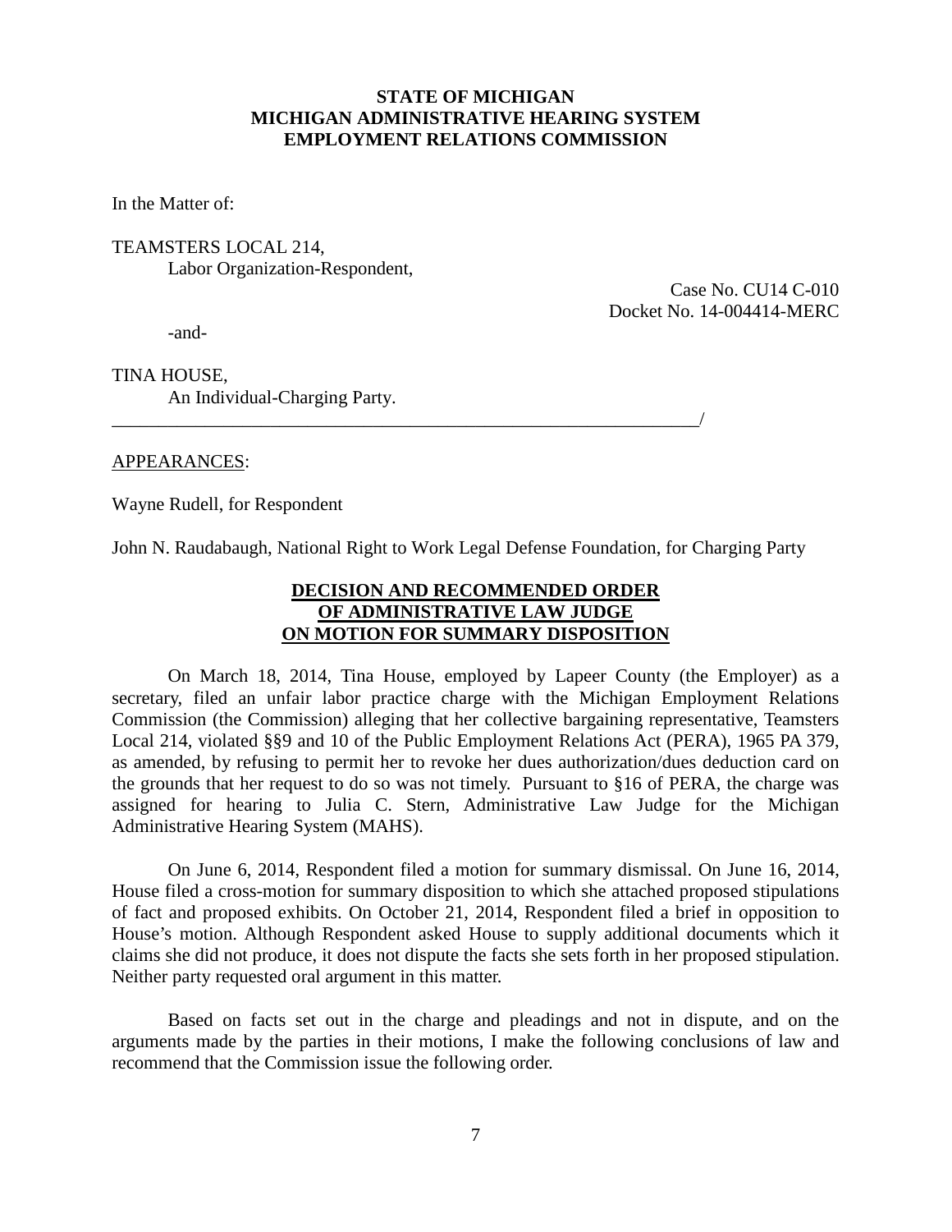**STATE OF MICHIGAN**
**MICHIGAN ADMINISTRATIVE HEARING SYSTEM**
**EMPLOYMENT RELATIONS COMMISSION**

In the Matter of:

TEAMSTERS LOCAL 214,
Labor Organization-Respondent,

Case No. CU14 C-010
Docket No. 14-004414-MERC

-and-

TINA HOUSE,
An Individual-Charging Party.
_________________________________________________________________/

APPEARANCES:

Wayne Rudell, for Respondent

John N. Raudabaugh, National Right to Work Legal Defense Foundation, for Charging Party

**DECISION AND RECOMMENDED ORDER**
**OF ADMINISTRATIVE LAW JUDGE**
**ON MOTION FOR SUMMARY DISPOSITION**

On March 18, 2014, Tina House, employed by Lapeer County (the Employer) as a secretary, filed an unfair labor practice charge with the Michigan Employment Relations Commission (the Commission) alleging that her collective bargaining representative, Teamsters Local 214, violated §§9 and 10 of the Public Employment Relations Act (PERA), 1965 PA 379, as amended, by refusing to permit her to revoke her dues authorization/dues deduction card on the grounds that her request to do so was not timely. Pursuant to §16 of PERA, the charge was assigned for hearing to Julia C. Stern, Administrative Law Judge for the Michigan Administrative Hearing System (MAHS).

On June 6, 2014, Respondent filed a motion for summary dismissal. On June 16, 2014, House filed a cross-motion for summary disposition to which she attached proposed stipulations of fact and proposed exhibits. On October 21, 2014, Respondent filed a brief in opposition to House's motion. Although Respondent asked House to supply additional documents which it claims she did not produce, it does not dispute the facts she sets forth in her proposed stipulation. Neither party requested oral argument in this matter.

Based on facts set out in the charge and pleadings and not in dispute, and on the arguments made by the parties in their motions, I make the following conclusions of law and recommend that the Commission issue the following order.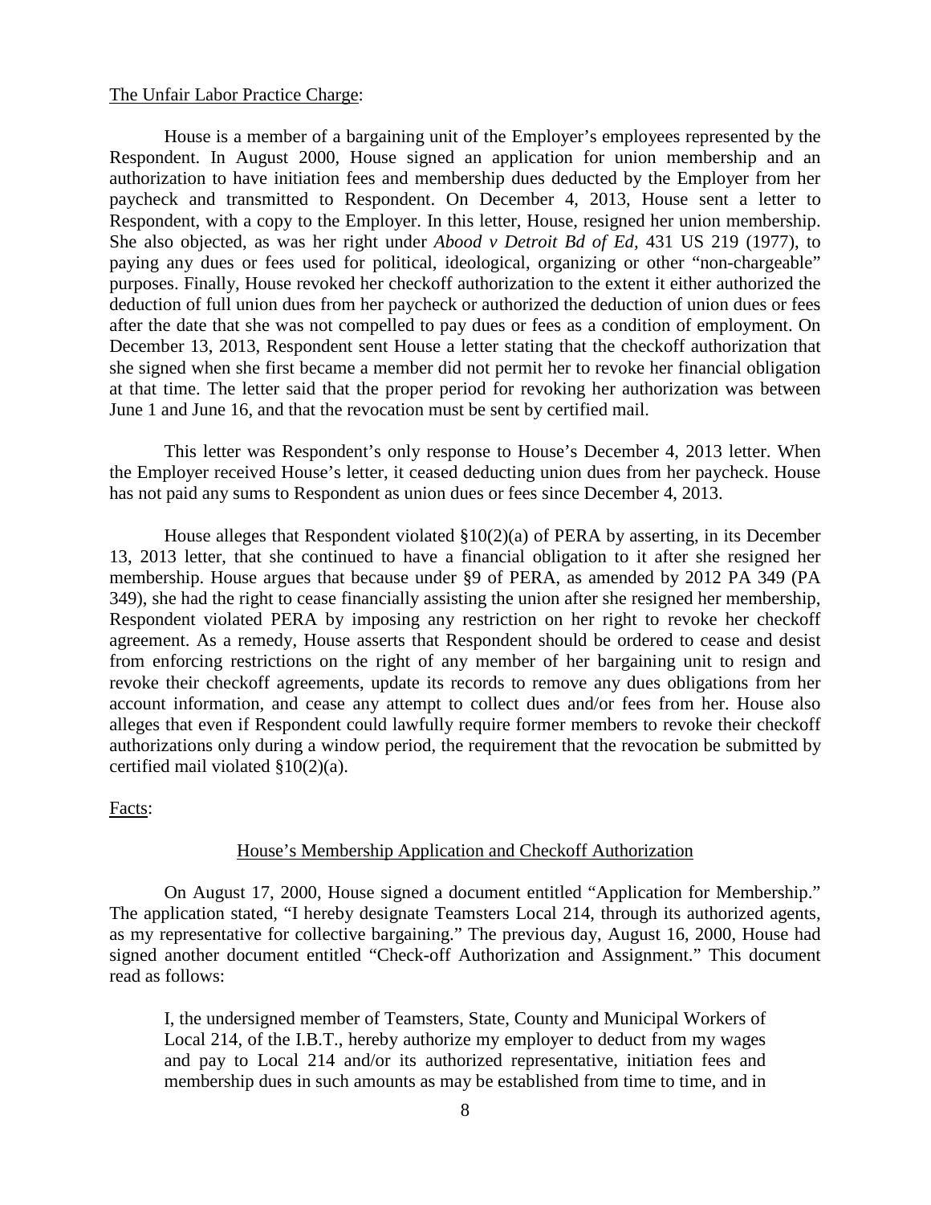The Unfair Labor Practice Charge:

House is a member of a bargaining unit of the Employer's employees represented by the Respondent. In August 2000, House signed an application for union membership and an authorization to have initiation fees and membership dues deducted by the Employer from her paycheck and transmitted to Respondent. On December 4, 2013, House sent a letter to Respondent, with a copy to the Employer. In this letter, House, resigned her union membership. She also objected, as was her right under *Abood v Detroit Bd of Ed,* 431 US 219 (1977), to paying any dues or fees used for political, ideological, organizing or other "non-chargeable" purposes. Finally, House revoked her checkoff authorization to the extent it either authorized the deduction of full union dues from her paycheck or authorized the deduction of union dues or fees after the date that she was not compelled to pay dues or fees as a condition of employment. On December 13, 2013, Respondent sent House a letter stating that the checkoff authorization that she signed when she first became a member did not permit her to revoke her financial obligation at that time. The letter said that the proper period for revoking her authorization was between June 1 and June 16, and that the revocation must be sent by certified mail.

This letter was Respondent's only response to House's December 4, 2013 letter. When the Employer received House's letter, it ceased deducting union dues from her paycheck. House has not paid any sums to Respondent as union dues or fees since December 4, 2013.

House alleges that Respondent violated §10(2)(a) of PERA by asserting, in its December 13, 2013 letter, that she continued to have a financial obligation to it after she resigned her membership. House argues that because under §9 of PERA, as amended by 2012 PA 349 (PA 349), she had the right to cease financially assisting the union after she resigned her membership, Respondent violated PERA by imposing any restriction on her right to revoke her checkoff agreement. As a remedy, House asserts that Respondent should be ordered to cease and desist from enforcing restrictions on the right of any member of her bargaining unit to resign and revoke their checkoff agreements, update its records to remove any dues obligations from her account information, and cease any attempt to collect dues and/or fees from her. House also alleges that even if Respondent could lawfully require former members to revoke their checkoff authorizations only during a window period, the requirement that the revocation be submitted by certified mail violated §10(2)(a).

Facts:

House's Membership Application and Checkoff Authorization

On August 17, 2000, House signed a document entitled "Application for Membership." The application stated, "I hereby designate Teamsters Local 214, through its authorized agents, as my representative for collective bargaining." The previous day, August 16, 2000, House had signed another document entitled "Check-off Authorization and Assignment." This document read as follows:

> I, the undersigned member of Teamsters, State, County and Municipal Workers of Local 214, of the I.B.T., hereby authorize my employer to deduct from my wages and pay to Local 214 and/or its authorized representative, initiation fees and membership dues in such amounts as may be established from time to time, and in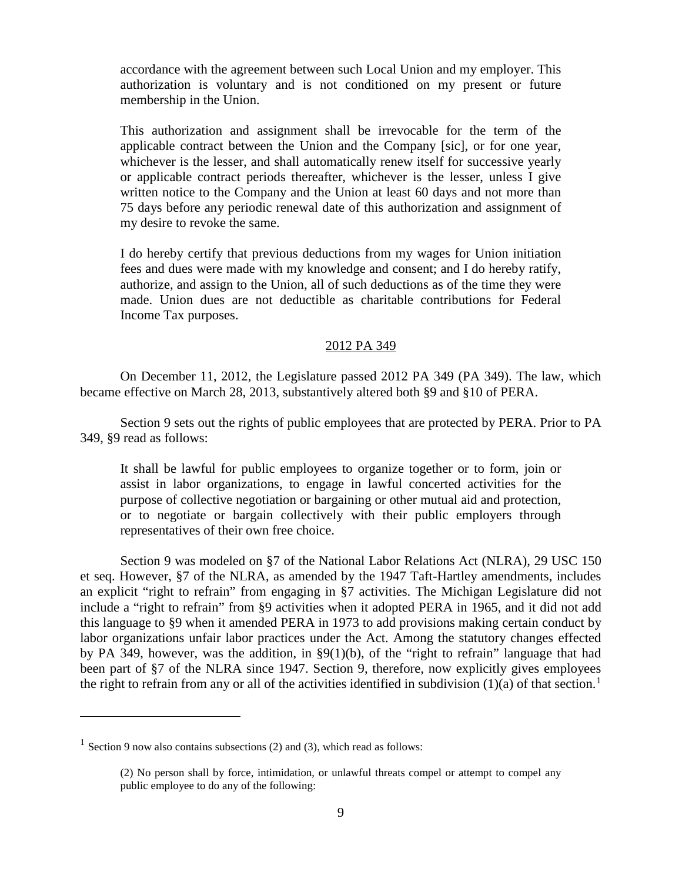> accordance with the agreement between such Local Union and my employer. This authorization is voluntary and is not conditioned on my present or future membership in the Union.
>
> This authorization and assignment shall be irrevocable for the term of the applicable contract between the Union and the Company [sic], or for one year, whichever is the lesser, and shall automatically renew itself for successive yearly or applicable contract periods thereafter, whichever is the lesser, unless I give written notice to the Company and the Union at least 60 days and not more than 75 days before any periodic renewal date of this authorization and assignment of my desire to revoke the same.
>
> I do hereby certify that previous deductions from my wages for Union initiation fees and dues were made with my knowledge and consent; and I do hereby ratify, authorize, and assign to the Union, all of such deductions as of the time they were made. Union dues are not deductible as charitable contributions for Federal Income Tax purposes.

## 2012 PA 349

On December 11, 2012, the Legislature passed 2012 PA 349 (PA 349). The law, which became effective on March 28, 2013, substantively altered both §9 and §10 of PERA.

Section 9 sets out the rights of public employees that are protected by PERA. Prior to PA 349, §9 read as follows:

> It shall be lawful for public employees to organize together or to form, join or assist in labor organizations, to engage in lawful concerted activities for the purpose of collective negotiation or bargaining or other mutual aid and protection, or to negotiate or bargain collectively with their public employers through representatives of their own free choice.

Section 9 was modeled on §7 of the National Labor Relations Act (NLRA), 29 USC 150 et seq. However, §7 of the NLRA, as amended by the 1947 Taft-Hartley amendments, includes an explicit "right to refrain" from engaging in §7 activities. The Michigan Legislature did not include a "right to refrain" from §9 activities when it adopted PERA in 1965, and it did not add this language to §9 when it amended PERA in 1973 to add provisions making certain conduct by labor organizations unfair labor practices under the Act. Among the statutory changes effected by PA 349, however, was the addition, in §9(1)(b), of the "right to refrain" language that had been part of §7 of the NLRA since 1947. Section 9, therefore, now explicitly gives employees the right to refrain from any or all of the activities identified in subdivision (1)(a) of that section.[1]

---

[1] Section 9 now also contains subsections (2) and (3), which read as follows:

> (2) No person shall by force, intimidation, or unlawful threats compel or attempt to compel any public employee to do any of the following: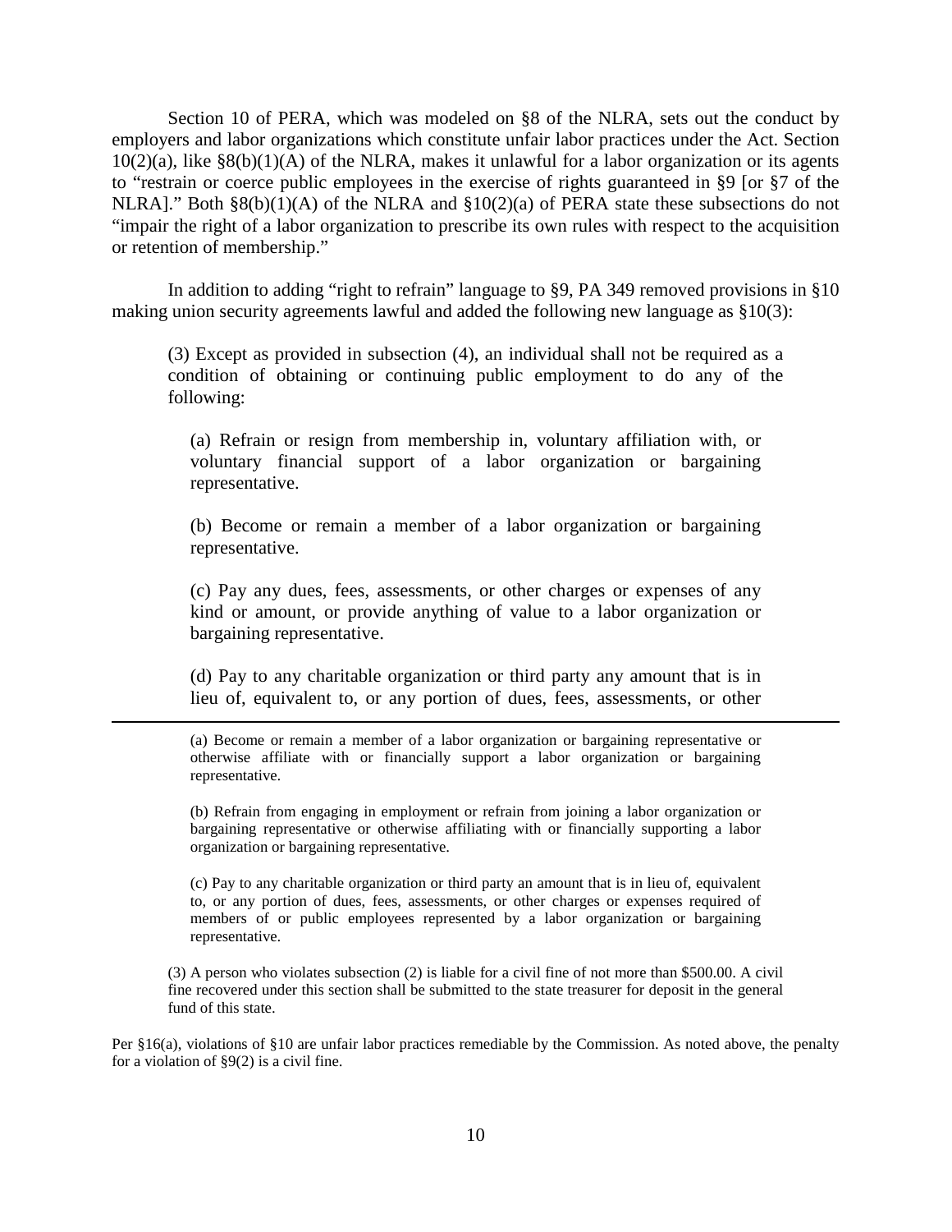Section 10 of PERA, which was modeled on §8 of the NLRA, sets out the conduct by employers and labor organizations which constitute unfair labor practices under the Act. Section 10(2)(a), like §8(b)(1)(A) of the NLRA, makes it unlawful for a labor organization or its agents to "restrain or coerce public employees in the exercise of rights guaranteed in §9 [or §7 of the NLRA]." Both §8(b)(1)(A) of the NLRA and §10(2)(a) of PERA state these subsections do not "impair the right of a labor organization to prescribe its own rules with respect to the acquisition or retention of membership."

In addition to adding "right to refrain" language to §9, PA 349 removed provisions in §10 making union security agreements lawful and added the following new language as §10(3):

> (3) Except as provided in subsection (4), an individual shall not be required as a condition of obtaining or continuing public employment to do any of the following:
>
> (a) Refrain or resign from membership in, voluntary affiliation with, or voluntary financial support of a labor organization or bargaining representative.
>
> (b) Become or remain a member of a labor organization or bargaining representative.
>
> (c) Pay any dues, fees, assessments, or other charges or expenses of any kind or amount, or provide anything of value to a labor organization or bargaining representative.
>
> (d) Pay to any charitable organization or third party any amount that is in lieu of, equivalent to, or any portion of dues, fees, assessments, or other

---

> (a) Become or remain a member of a labor organization or bargaining representative or otherwise affiliate with or financially support a labor organization or bargaining representative.
>
> (b) Refrain from engaging in employment or refrain from joining a labor organization or bargaining representative or otherwise affiliating with or financially supporting a labor organization or bargaining representative.
>
> (c) Pay to any charitable organization or third party an amount that is in lieu of, equivalent to, or any portion of dues, fees, assessments, or other charges or expenses required of members of or public employees represented by a labor organization or bargaining representative.
>
> (3) A person who violates subsection (2) is liable for a civil fine of not more than $500.00. A civil fine recovered under this section shall be submitted to the state treasurer for deposit in the general fund of this state.

Per §16(a), violations of §10 are unfair labor practices remediable by the Commission. As noted above, the penalty for a violation of §9(2) is a civil fine.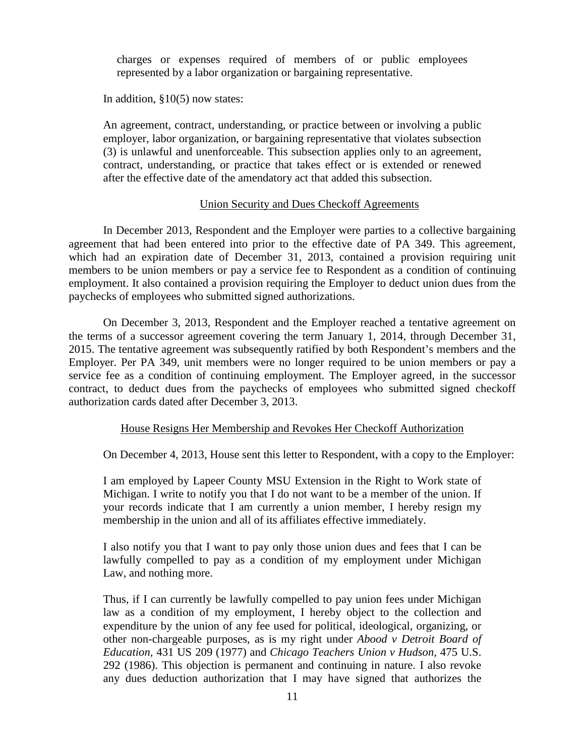charges or expenses required of members of or public employees represented by a labor organization or bargaining representative.

In addition, §10(5) now states:

> An agreement, contract, understanding, or practice between or involving a public employer, labor organization, or bargaining representative that violates subsection (3) is unlawful and unenforceable. This subsection applies only to an agreement, contract, understanding, or practice that takes effect or is extended or renewed after the effective date of the amendatory act that added this subsection.

## Union Security and Dues Checkoff Agreements

In December 2013, Respondent and the Employer were parties to a collective bargaining agreement that had been entered into prior to the effective date of PA 349. This agreement, which had an expiration date of December 31, 2013, contained a provision requiring unit members to be union members or pay a service fee to Respondent as a condition of continuing employment. It also contained a provision requiring the Employer to deduct union dues from the paychecks of employees who submitted signed authorizations.

On December 3, 2013, Respondent and the Employer reached a tentative agreement on the terms of a successor agreement covering the term January 1, 2014, through December 31, 2015. The tentative agreement was subsequently ratified by both Respondent's members and the Employer. Per PA 349, unit members were no longer required to be union members or pay a service fee as a condition of continuing employment. The Employer agreed, in the successor contract, to deduct dues from the paychecks of employees who submitted signed checkoff authorization cards dated after December 3, 2013.

## House Resigns Her Membership and Revokes Her Checkoff Authorization

On December 4, 2013, House sent this letter to Respondent, with a copy to the Employer:

> I am employed by Lapeer County MSU Extension in the Right to Work state of Michigan. I write to notify you that I do not want to be a member of the union. If your records indicate that I am currently a union member, I hereby resign my membership in the union and all of its affiliates effective immediately.
>
> I also notify you that I want to pay only those union dues and fees that I can be lawfully compelled to pay as a condition of my employment under Michigan Law, and nothing more.
>
> Thus, if I can currently be lawfully compelled to pay union fees under Michigan law as a condition of my employment, I hereby object to the collection and expenditure by the union of any fee used for political, ideological, organizing, or other non-chargeable purposes, as is my right under *Abood v Detroit Board of Education,* 431 US 209 (1977) and *Chicago Teachers Union v Hudson,* 475 U.S. 292 (1986). This objection is permanent and continuing in nature. I also revoke any dues deduction authorization that I may have signed that authorizes the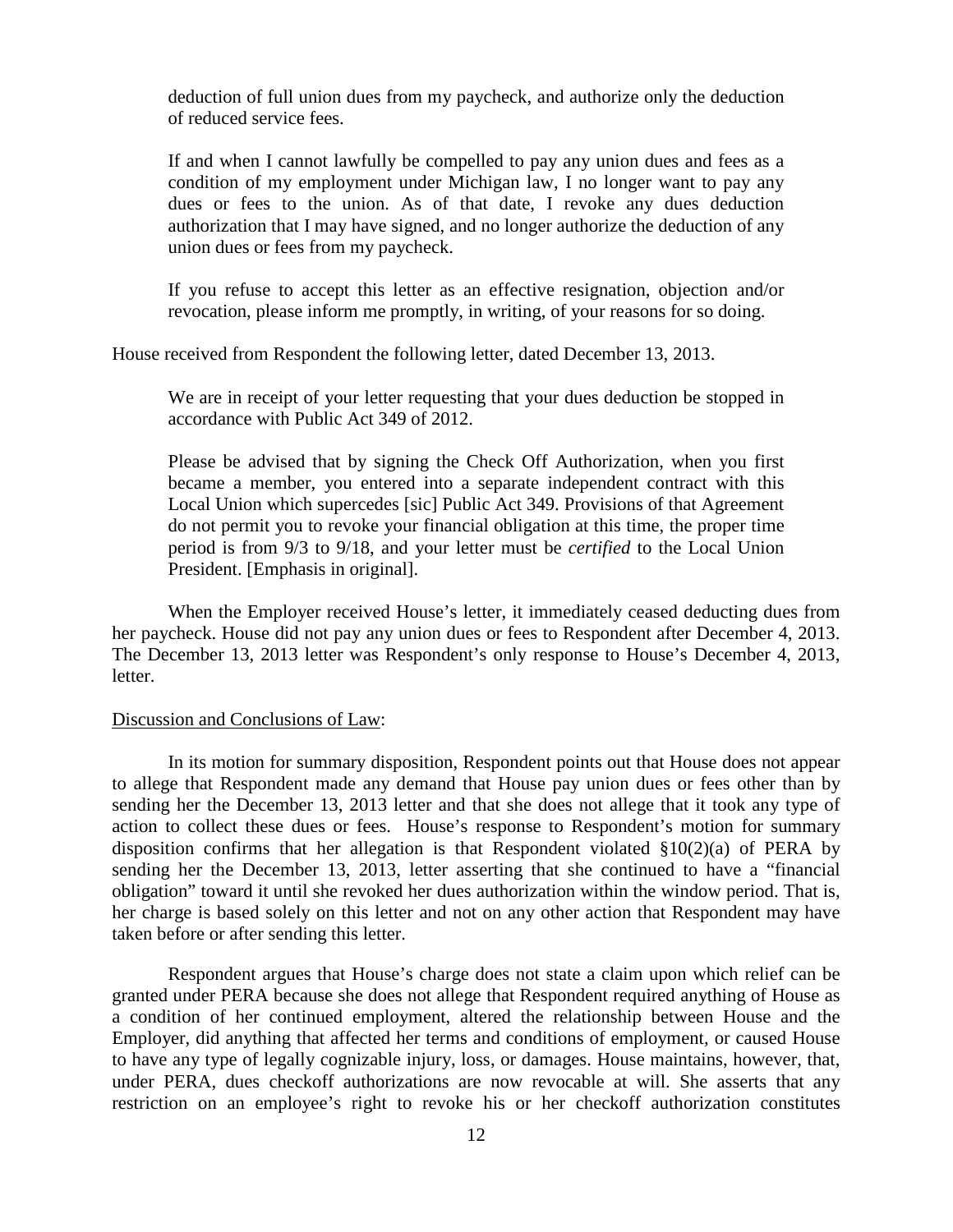> deduction of full union dues from my paycheck, and authorize only the deduction of reduced service fees.
>
> If and when I cannot lawfully be compelled to pay any union dues and fees as a condition of my employment under Michigan law, I no longer want to pay any dues or fees to the union. As of that date, I revoke any dues deduction authorization that I may have signed, and no longer authorize the deduction of any union dues or fees from my paycheck.
>
> If you refuse to accept this letter as an effective resignation, objection and/or revocation, please inform me promptly, in writing, of your reasons for so doing.

House received from Respondent the following letter, dated December 13, 2013.

> We are in receipt of your letter requesting that your dues deduction be stopped in accordance with Public Act 349 of 2012.
>
> Please be advised that by signing the Check Off Authorization, when you first became a member, you entered into a separate independent contract with this Local Union which supercedes [sic] Public Act 349. Provisions of that Agreement do not permit you to revoke your financial obligation at this time, the proper time period is from 9/3 to 9/18, and your letter must be *certified* to the Local Union President. [Emphasis in original].

When the Employer received House's letter, it immediately ceased deducting dues from her paycheck. House did not pay any union dues or fees to Respondent after December 4, 2013. The December 13, 2013 letter was Respondent's only response to House's December 4, 2013, letter.

<u>Discussion and Conclusions of Law</u>:

In its motion for summary disposition, Respondent points out that House does not appear to allege that Respondent made any demand that House pay union dues or fees other than by sending her the December 13, 2013 letter and that she does not allege that it took any type of action to collect these dues or fees. House's response to Respondent's motion for summary disposition confirms that her allegation is that Respondent violated §10(2)(a) of PERA by sending her the December 13, 2013, letter asserting that she continued to have a "financial obligation" toward it until she revoked her dues authorization within the window period. That is, her charge is based solely on this letter and not on any other action that Respondent may have taken before or after sending this letter.

Respondent argues that House's charge does not state a claim upon which relief can be granted under PERA because she does not allege that Respondent required anything of House as a condition of her continued employment, altered the relationship between House and the Employer, did anything that affected her terms and conditions of employment, or caused House to have any type of legally cognizable injury, loss, or damages. House maintains, however, that, under PERA, dues checkoff authorizations are now revocable at will. She asserts that any restriction on an employee's right to revoke his or her checkoff authorization constitutes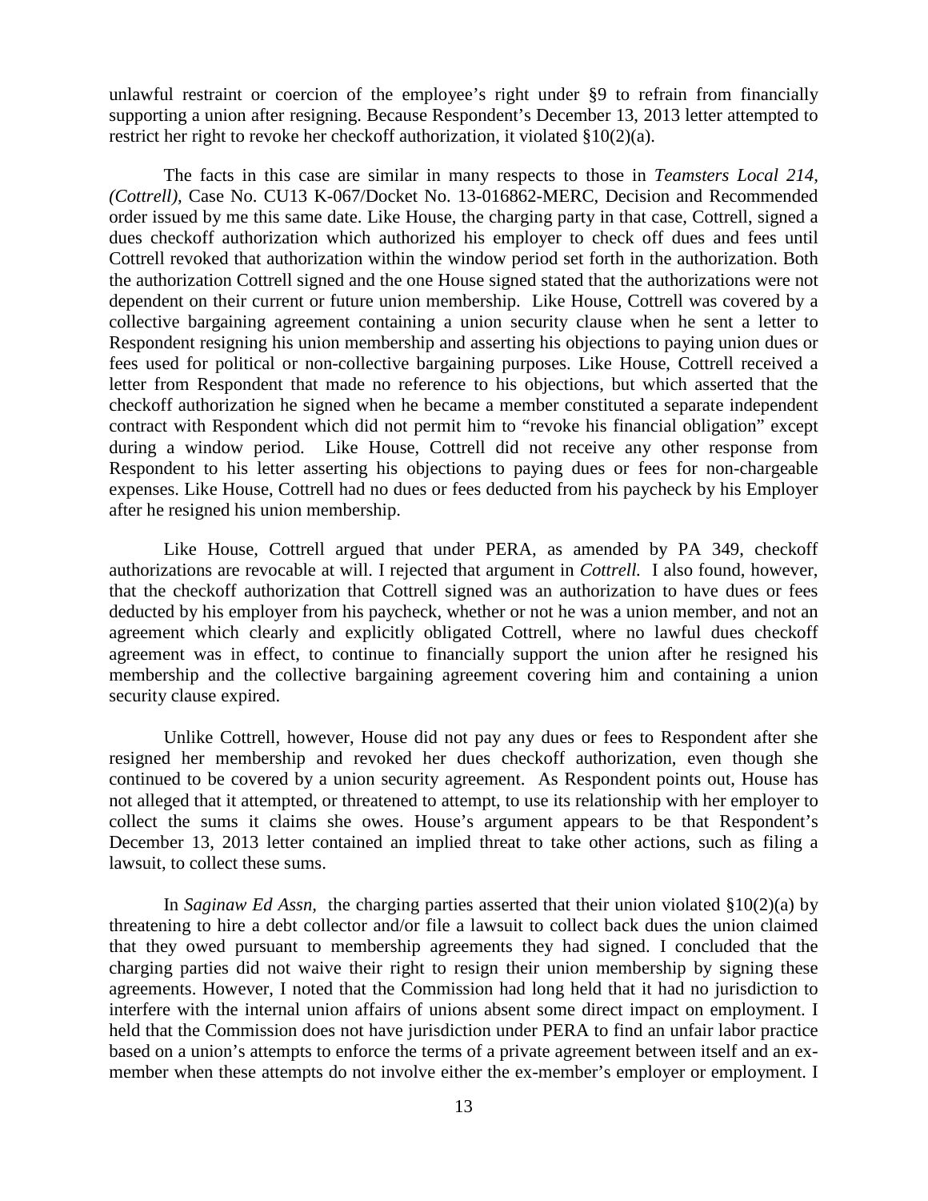unlawful restraint or coercion of the employee's right under §9 to refrain from financially supporting a union after resigning. Because Respondent's December 13, 2013 letter attempted to restrict her right to revoke her checkoff authorization, it violated §10(2)(a).

The facts in this case are similar in many respects to those in *Teamsters Local 214, (Cottrell),* Case No. CU13 K-067/Docket No. 13-016862-MERC, Decision and Recommended order issued by me this same date. Like House, the charging party in that case, Cottrell, signed a dues checkoff authorization which authorized his employer to check off dues and fees until Cottrell revoked that authorization within the window period set forth in the authorization. Both the authorization Cottrell signed and the one House signed stated that the authorizations were not dependent on their current or future union membership. Like House, Cottrell was covered by a collective bargaining agreement containing a union security clause when he sent a letter to Respondent resigning his union membership and asserting his objections to paying union dues or fees used for political or non-collective bargaining purposes. Like House, Cottrell received a letter from Respondent that made no reference to his objections, but which asserted that the checkoff authorization he signed when he became a member constituted a separate independent contract with Respondent which did not permit him to "revoke his financial obligation" except during a window period. Like House, Cottrell did not receive any other response from Respondent to his letter asserting his objections to paying dues or fees for non-chargeable expenses. Like House, Cottrell had no dues or fees deducted from his paycheck by his Employer after he resigned his union membership.

Like House, Cottrell argued that under PERA, as amended by PA 349, checkoff authorizations are revocable at will. I rejected that argument in *Cottrell.* I also found, however, that the checkoff authorization that Cottrell signed was an authorization to have dues or fees deducted by his employer from his paycheck, whether or not he was a union member, and not an agreement which clearly and explicitly obligated Cottrell, where no lawful dues checkoff agreement was in effect, to continue to financially support the union after he resigned his membership and the collective bargaining agreement covering him and containing a union security clause expired.

Unlike Cottrell, however, House did not pay any dues or fees to Respondent after she resigned her membership and revoked her dues checkoff authorization, even though she continued to be covered by a union security agreement. As Respondent points out, House has not alleged that it attempted, or threatened to attempt, to use its relationship with her employer to collect the sums it claims she owes. House's argument appears to be that Respondent's December 13, 2013 letter contained an implied threat to take other actions, such as filing a lawsuit, to collect these sums.

In *Saginaw Ed Assn,* the charging parties asserted that their union violated §10(2)(a) by threatening to hire a debt collector and/or file a lawsuit to collect back dues the union claimed that they owed pursuant to membership agreements they had signed. I concluded that the charging parties did not waive their right to resign their union membership by signing these agreements. However, I noted that the Commission had long held that it had no jurisdiction to interfere with the internal union affairs of unions absent some direct impact on employment. I held that the Commission does not have jurisdiction under PERA to find an unfair labor practice based on a union's attempts to enforce the terms of a private agreement between itself and an ex-member when these attempts do not involve either the ex-member's employer or employment. I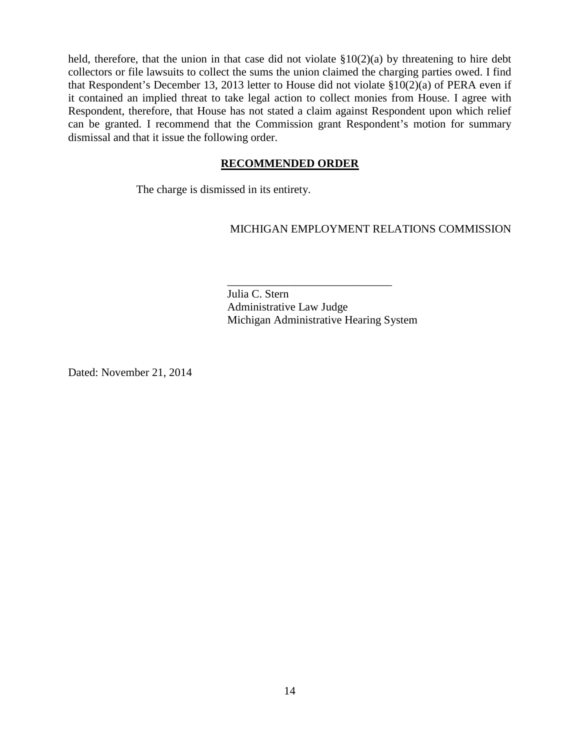held, therefore, that the union in that case did not violate §10(2)(a) by threatening to hire debt collectors or file lawsuits to collect the sums the union claimed the charging parties owed. I find that Respondent's December 13, 2013 letter to House did not violate §10(2)(a) of PERA even if it contained an implied threat to take legal action to collect monies from House. I agree with Respondent, therefore, that House has not stated a claim against Respondent upon which relief can be granted. I recommend that the Commission grant Respondent's motion for summary dismissal and that it issue the following order.

## RECOMMENDED ORDER

The charge is dismissed in its entirety.

MICHIGAN EMPLOYMENT RELATIONS COMMISSION

______________________________
Julia C. Stern
Administrative Law Judge
Michigan Administrative Hearing System

Dated: November 21, 2014